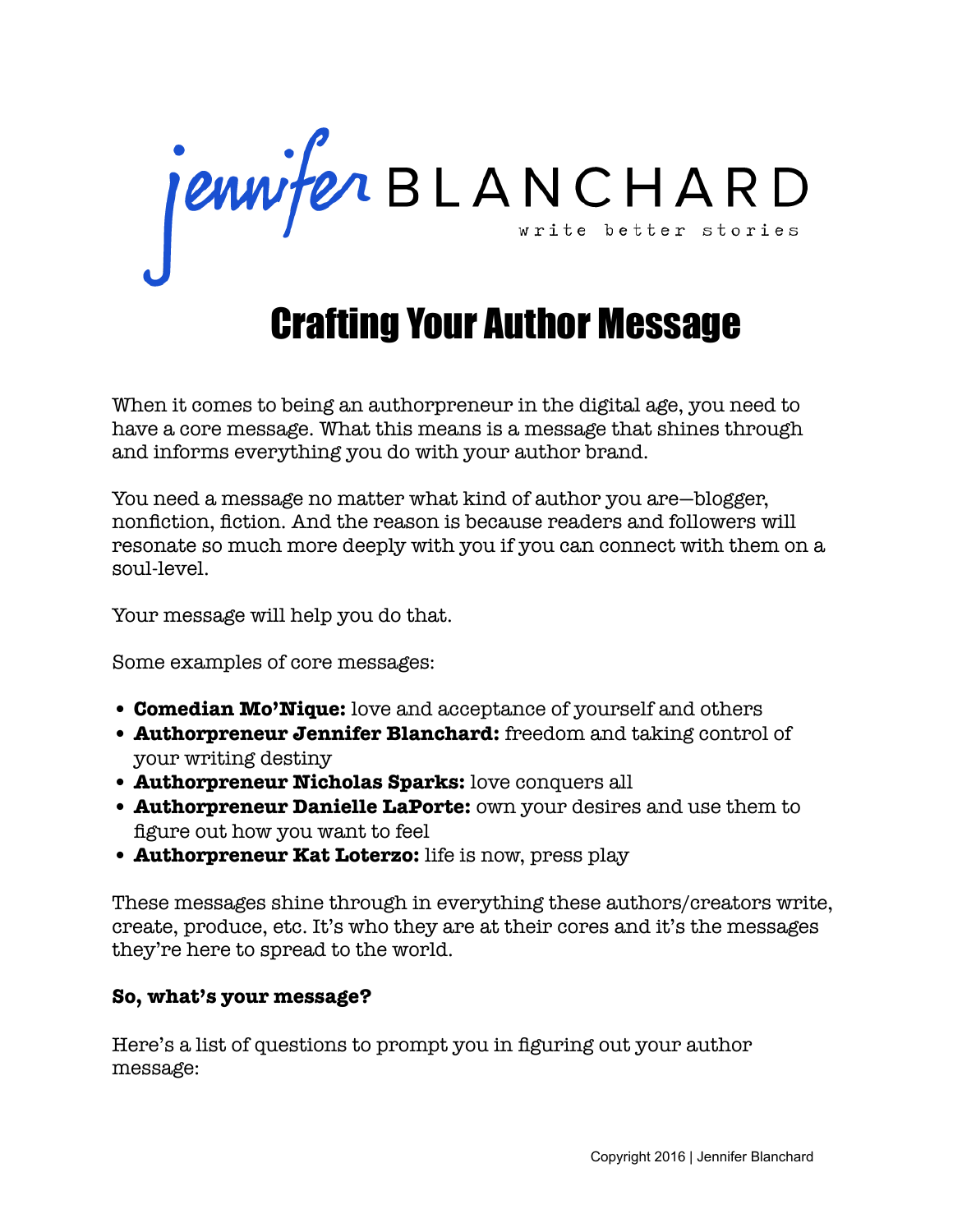jennifer BLANCHARD
write better stories

# Crafting Your Author Message

When it comes to being an authorpreneur in the digital age, you need to have a core message. What this means is a message that shines through and informs everything you do with your author brand.

You need a message no matter what kind of author you are—blogger, nonfiction, fiction. And the reason is because readers and followers will resonate so much more deeply with you if you can connect with them on a soul-level.

Your message will help you do that.

Some examples of core messages:

- **Comedian Mo'Nique:** love and acceptance of yourself and others
- **Authorpreneur Jennifer Blanchard:** freedom and taking control of your writing destiny
- **Authorpreneur Nicholas Sparks:** love conquers all
- **Authorpreneur Danielle LaPorte:** own your desires and use them to figure out how you want to feel
- **Authorpreneur Kat Loterzo:** life is now, press play

These messages shine through in everything these authors/creators write, create, produce, etc. It's who they are at their cores and it's the messages they're here to spread to the world.

**So, what's your message?**

Here's a list of questions to prompt you in figuring out your author message: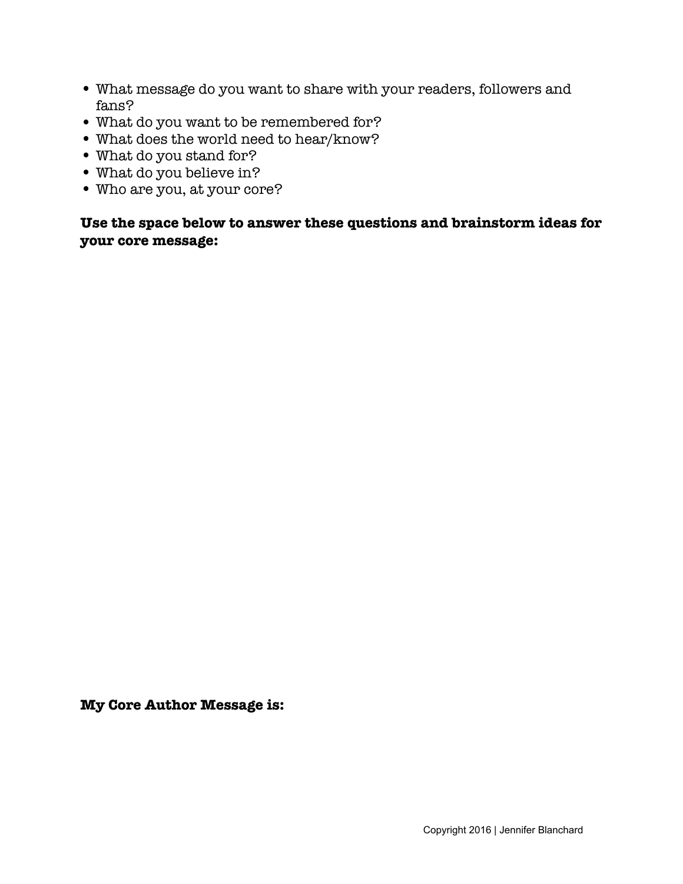- What message do you want to share with your readers, followers and fans?
- What do you want to be remembered for?
- What does the world need to hear/know?
- What do you stand for?
- What do you believe in?
- Who are you, at your core?

**Use the space below to answer these questions and brainstorm ideas for your core message:**

**My Core Author Message is:**

Copyright 2016 | Jennifer Blanchard